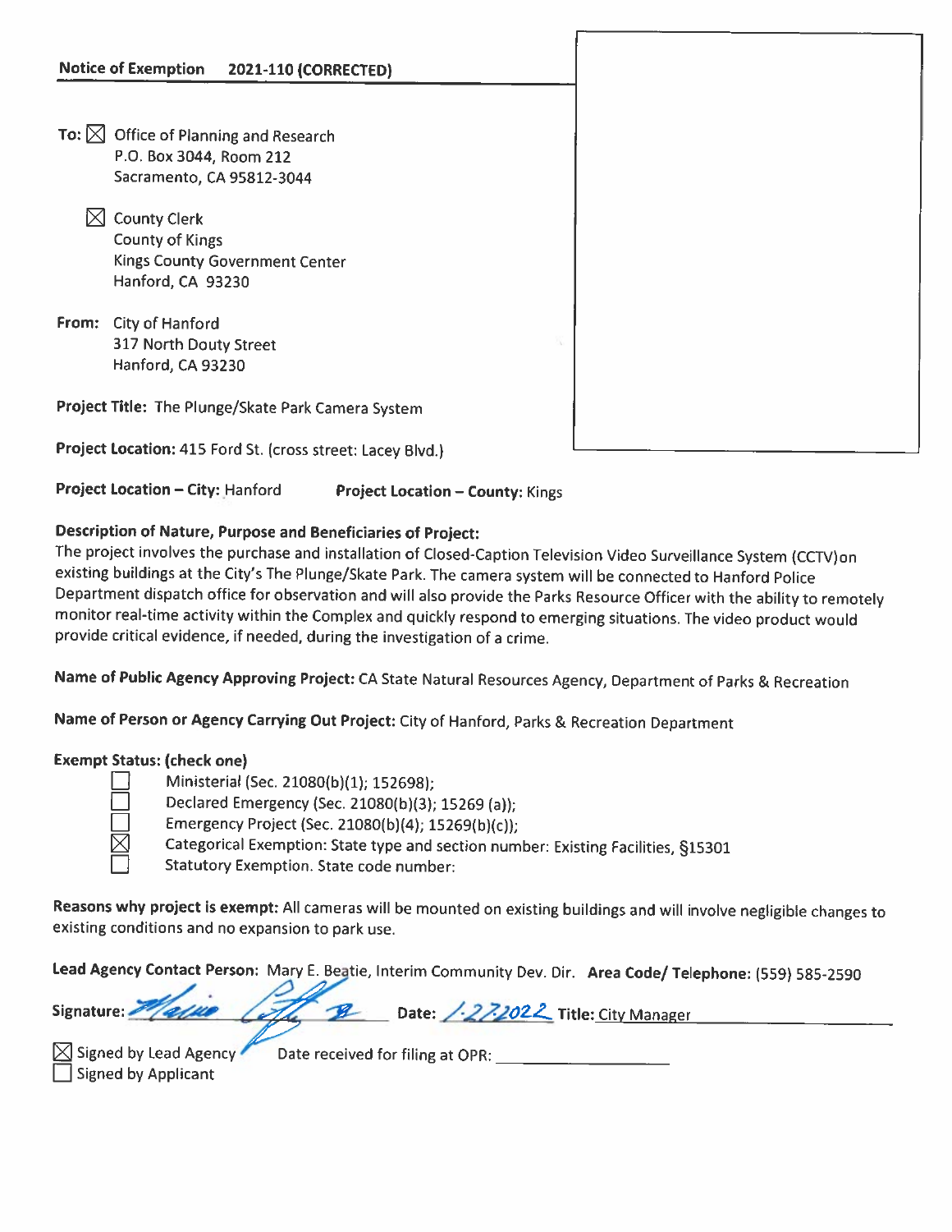**Notice of Exemption 2021-110 (CORRECTED)**

**To:** ☒ Office of Planning and Research
P.O. Box 3044, Room 212
Sacramento, CA 95812-3044

☒ County Clerk
County of Kings
Kings County Government Center
Hanford, CA 93230

**From:** City of Hanford
317 North Douty Street
Hanford, CA 93230

**Project Title:** The Plunge/Skate Park Camera System

**Project Location:** 415 Ford St. (cross street: Lacey Blvd.)

**Project Location – City:** Hanford **Project Location – County:** Kings

**Description of Nature, Purpose and Beneficiaries of Project:**
The project involves the purchase and installation of Closed-Caption Television Video Surveillance System (CCTV)on existing buildings at the City's The Plunge/Skate Park. The camera system will be connected to Hanford Police Department dispatch office for observation and will also provide the Parks Resource Officer with the ability to remotely monitor real-time activity within the Complex and quickly respond to emerging situations. The video product would provide critical evidence, if needed, during the investigation of a crime.

**Name of Public Agency Approving Project:** CA State Natural Resources Agency, Department of Parks & Recreation

**Name of Person or Agency Carrying Out Project:** City of Hanford, Parks & Recreation Department

**Exempt Status: (check one)**

- ☐ Ministerial (Sec. 21080(b)(1); 152698);
- ☐ Declared Emergency (Sec. 21080(b)(3); 15269 (a));
- ☐ Emergency Project (Sec. 21080(b)(4); 15269(b)(c));
- ☒ Categorical Exemption: State type and section number: Existing Facilities, §15301
- ☐ Statutory Exemption. State code number:

**Reasons why project is exempt:** All cameras will be mounted on existing buildings and will involve negligible changes to existing conditions and no expansion to park use.

**Lead Agency Contact Person:** Mary E. Beatie, Interim Community Dev. Dir. **Area Code/ Telephone:** (559) 585-2590

**Signature:** [signature] **Date:** 1-27-2022 **Title:** City Manager

☒ Signed by Lead Agency Date received for filing at OPR: ______________
☐ Signed by Applicant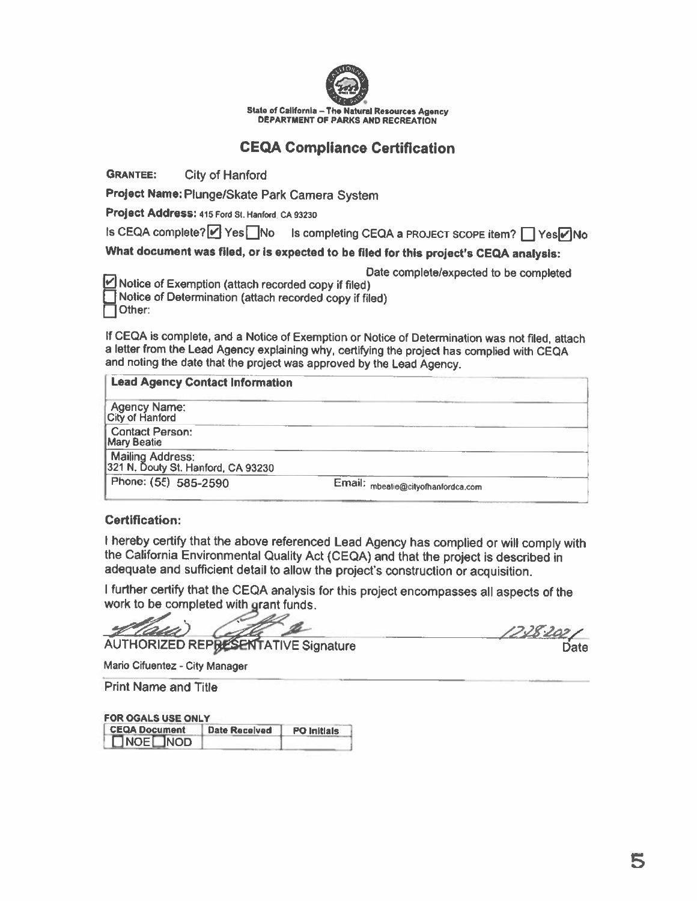State of California – The Natural Resources Agency
DEPARTMENT OF PARKS AND RECREATION

# CEQA Compliance Certification

**GRANTEE:** City of Hanford

**Project Name:** Plunge/Skate Park Camera System

**Project Address:** 415 Ford St. Hanford, CA 93230

Is CEQA complete? ☑ Yes ☐ No Is completing CEQA a PROJECT SCOPE item? ☐ Yes ☑ No

**What document was filed, or is expected to be filed for this project's CEQA analysis:**

Date complete/expected to be completed

☑ Notice of Exemption (attach recorded copy if filed)
☐ Notice of Determination (attach recorded copy if filed)
☐ Other:

If CEQA is complete, and a Notice of Exemption or Notice of Determination was not filed, attach a letter from the Lead Agency explaining why, certifying the project has complied with CEQA and noting the date that the project was approved by the Lead Agency.

| **Lead Agency Contact Information** | |
|---|---|
| Agency Name: City of Hanford | |
| Contact Person: Mary Beatie | |
| Mailing Address: 321 N. Douty St. Hanford, CA 93230 | |
| Phone: (55) 585-2590 | Email: mbeatie@cityofhanfordca.com |

### Certification:

I hereby certify that the above referenced Lead Agency has complied or will comply with the California Environmental Quality Act (CEQA) and that the project is described in adequate and sufficient detail to allow the project's construction or acquisition.

I further certify that the CEQA analysis for this project encompasses all aspects of the work to be completed with grant funds.

AUTHORIZED REPRESENTATIVE Signature Date: 12-28-2021

Mario Cifuentez - City Manager

Print Name and Title

**FOR OGALS USE ONLY**

| CEQA Document | Date Received | PO Initials |
|---|---|---|
| ☐ NOE ☐ NOD | | |